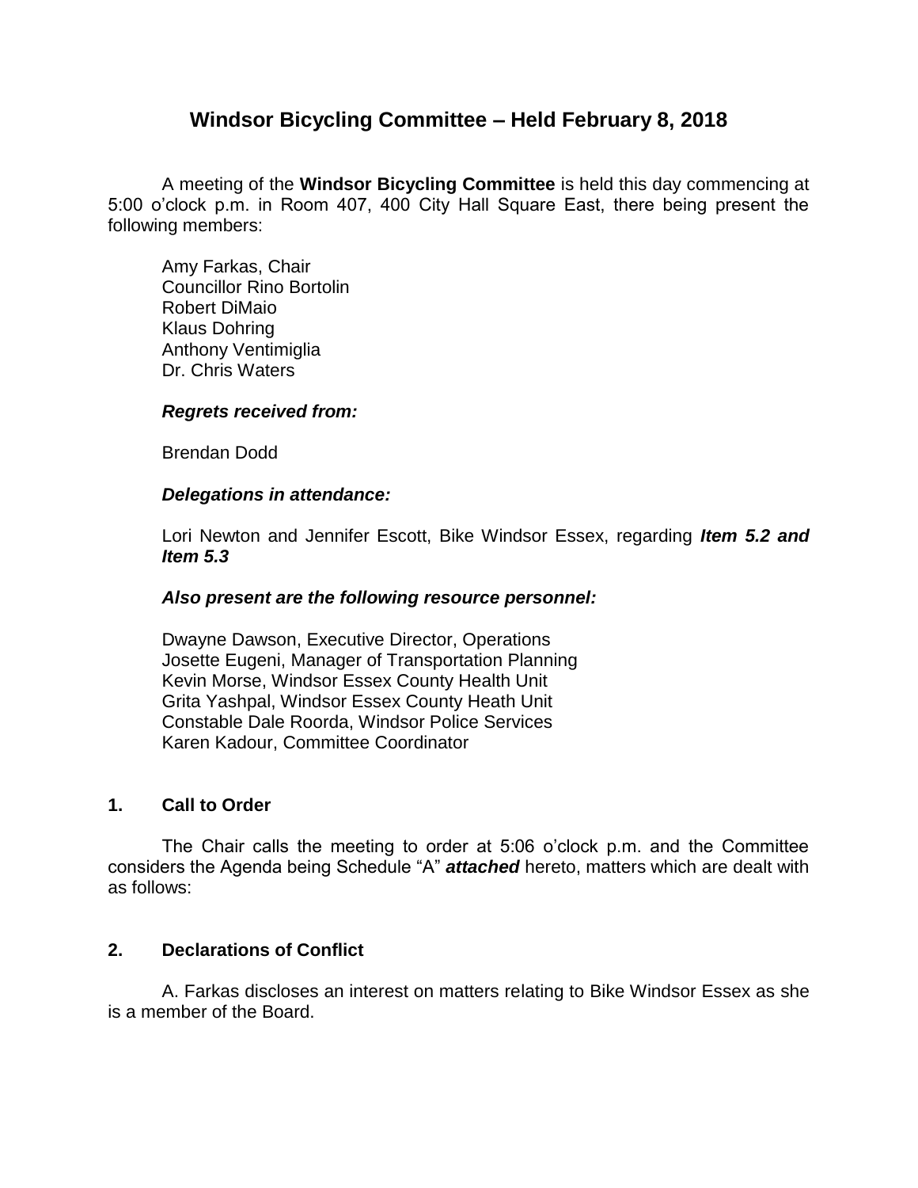# Windsor Bicycling Committee – Held February 8, 2018

A meeting of the **Windsor Bicycling Committee** is held this day commencing at 5:00 o'clock p.m. in Room 407, 400 City Hall Square East, there being present the following members:

Amy Farkas, Chair
Councillor Rino Bortolin
Robert DiMaio
Klaus Dohring
Anthony Ventimiglia
Dr. Chris Waters

***Regrets received from:***

Brendan Dodd

***Delegations in attendance:***

Lori Newton and Jennifer Escott, Bike Windsor Essex, regarding ***Item 5.2 and Item 5.3***

***Also present are the following resource personnel:***

Dwayne Dawson, Executive Director, Operations
Josette Eugeni, Manager of Transportation Planning
Kevin Morse, Windsor Essex County Health Unit
Grita Yashpal, Windsor Essex County Heath Unit
Constable Dale Roorda, Windsor Police Services
Karen Kadour, Committee Coordinator

## 1. Call to Order

The Chair calls the meeting to order at 5:06 o'clock p.m. and the Committee considers the Agenda being Schedule "A" ***attached*** hereto, matters which are dealt with as follows:

## 2. Declarations of Conflict

A. Farkas discloses an interest on matters relating to Bike Windsor Essex as she is a member of the Board.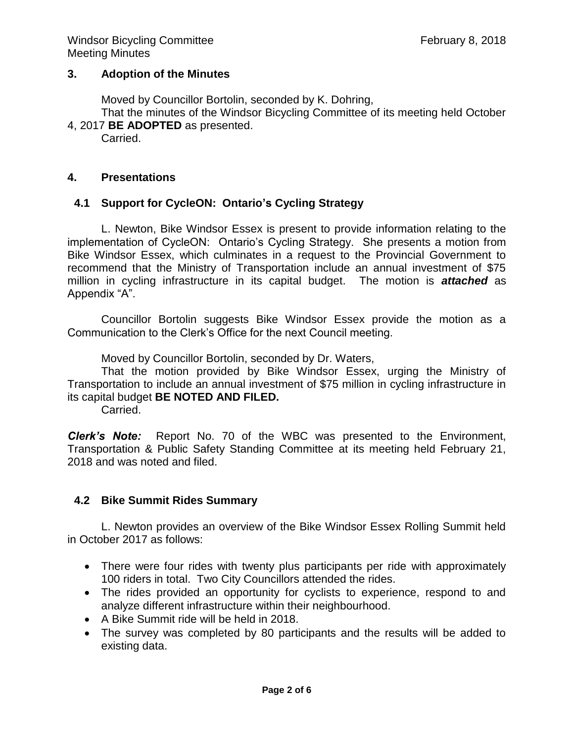## 3. Adoption of the Minutes

Moved by Councillor Bortolin, seconded by K. Dohring,

That the minutes of the Windsor Bicycling Committee of its meeting held October 4, 2017 **BE ADOPTED** as presented.

Carried.

## 4. Presentations

### 4.1 Support for CycleON: Ontario's Cycling Strategy

L. Newton, Bike Windsor Essex is present to provide information relating to the implementation of CycleON: Ontario's Cycling Strategy. She presents a motion from Bike Windsor Essex, which culminates in a request to the Provincial Government to recommend that the Ministry of Transportation include an annual investment of $75 million in cycling infrastructure in its capital budget. The motion is ***attached*** as Appendix "A".

Councillor Bortolin suggests Bike Windsor Essex provide the motion as a Communication to the Clerk's Office for the next Council meeting.

Moved by Councillor Bortolin, seconded by Dr. Waters,

That the motion provided by Bike Windsor Essex, urging the Ministry of Transportation to include an annual investment of $75 million in cycling infrastructure in its capital budget **BE NOTED AND FILED.**

Carried.

***Clerk's Note:*** Report No. 70 of the WBC was presented to the Environment, Transportation & Public Safety Standing Committee at its meeting held February 21, 2018 and was noted and filed.

### 4.2 Bike Summit Rides Summary

L. Newton provides an overview of the Bike Windsor Essex Rolling Summit held in October 2017 as follows:

- There were four rides with twenty plus participants per ride with approximately 100 riders in total. Two City Councillors attended the rides.
- The rides provided an opportunity for cyclists to experience, respond to and analyze different infrastructure within their neighbourhood.
- A Bike Summit ride will be held in 2018.
- The survey was completed by 80 participants and the results will be added to existing data.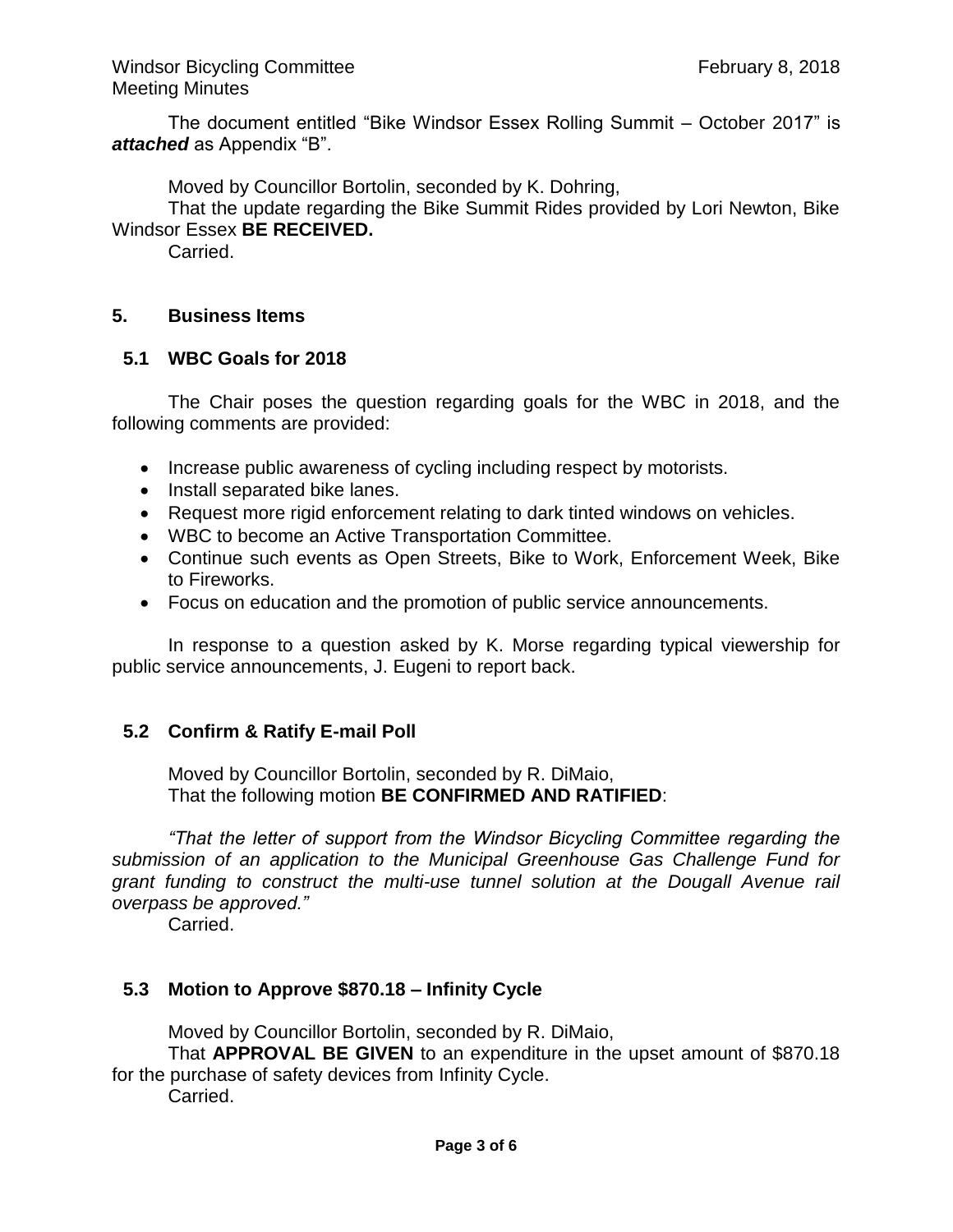The document entitled "Bike Windsor Essex Rolling Summit – October 2017" is ***attached*** as Appendix "B".

Moved by Councillor Bortolin, seconded by K. Dohring,
That the update regarding the Bike Summit Rides provided by Lori Newton, Bike Windsor Essex **BE RECEIVED.**
Carried.

## 5. Business Items

### 5.1 WBC Goals for 2018

The Chair poses the question regarding goals for the WBC in 2018, and the following comments are provided:

- Increase public awareness of cycling including respect by motorists.
- Install separated bike lanes.
- Request more rigid enforcement relating to dark tinted windows on vehicles.
- WBC to become an Active Transportation Committee.
- Continue such events as Open Streets, Bike to Work, Enforcement Week, Bike to Fireworks.
- Focus on education and the promotion of public service announcements.

In response to a question asked by K. Morse regarding typical viewership for public service announcements, J. Eugeni to report back.

### 5.2 Confirm & Ratify E-mail Poll

Moved by Councillor Bortolin, seconded by R. DiMaio,
That the following motion **BE CONFIRMED AND RATIFIED**:

*"That the letter of support from the Windsor Bicycling Committee regarding the submission of an application to the Municipal Greenhouse Gas Challenge Fund for grant funding to construct the multi-use tunnel solution at the Dougall Avenue rail overpass be approved."*
Carried.

### 5.3 Motion to Approve $870.18 – Infinity Cycle

Moved by Councillor Bortolin, seconded by R. DiMaio,
That **APPROVAL BE GIVEN** to an expenditure in the upset amount of $870.18 for the purchase of safety devices from Infinity Cycle.
Carried.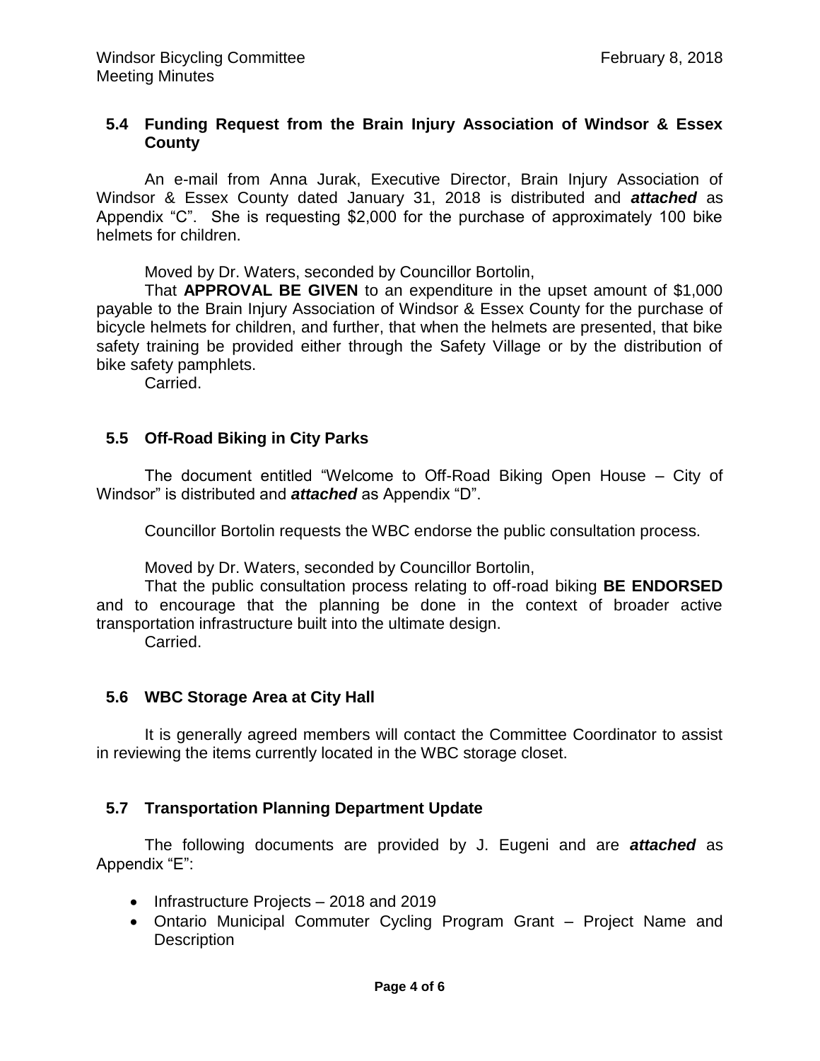### 5.4 Funding Request from the Brain Injury Association of Windsor & Essex County

An e-mail from Anna Jurak, Executive Director, Brain Injury Association of Windsor & Essex County dated January 31, 2018 is distributed and ***attached*** as Appendix "C". She is requesting $2,000 for the purchase of approximately 100 bike helmets for children.

Moved by Dr. Waters, seconded by Councillor Bortolin,

That **APPROVAL BE GIVEN** to an expenditure in the upset amount of $1,000 payable to the Brain Injury Association of Windsor & Essex County for the purchase of bicycle helmets for children, and further, that when the helmets are presented, that bike safety training be provided either through the Safety Village or by the distribution of bike safety pamphlets.

Carried.

### 5.5 Off-Road Biking in City Parks

The document entitled "Welcome to Off-Road Biking Open House – City of Windsor" is distributed and ***attached*** as Appendix "D".

Councillor Bortolin requests the WBC endorse the public consultation process.

Moved by Dr. Waters, seconded by Councillor Bortolin,

That the public consultation process relating to off-road biking **BE ENDORSED** and to encourage that the planning be done in the context of broader active transportation infrastructure built into the ultimate design.

Carried.

### 5.6 WBC Storage Area at City Hall

It is generally agreed members will contact the Committee Coordinator to assist in reviewing the items currently located in the WBC storage closet.

### 5.7 Transportation Planning Department Update

The following documents are provided by J. Eugeni and are ***attached*** as Appendix "E":

- Infrastructure Projects – 2018 and 2019
- Ontario Municipal Commuter Cycling Program Grant – Project Name and Description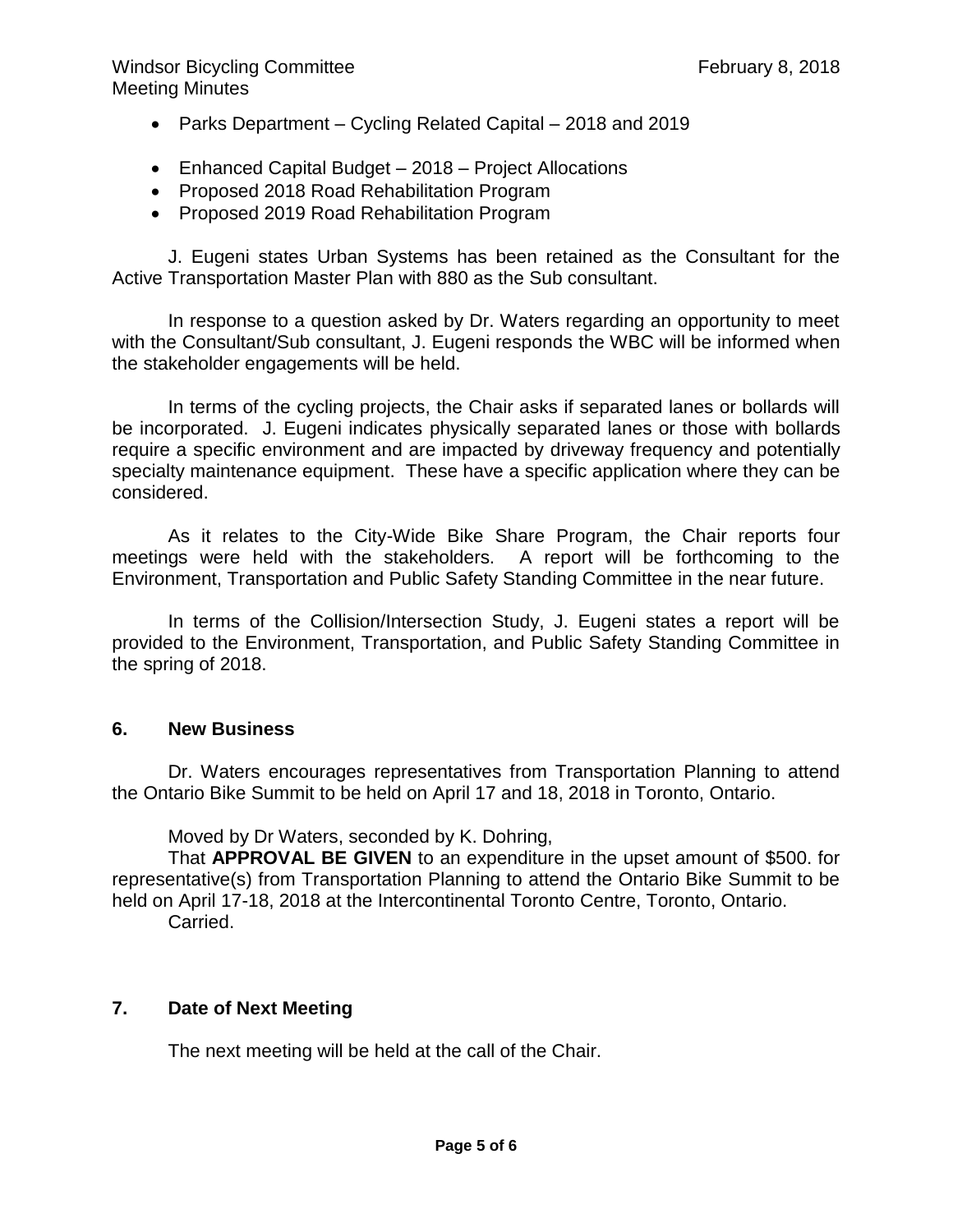- Parks Department – Cycling Related Capital – 2018 and 2019
- Enhanced Capital Budget – 2018 – Project Allocations
- Proposed 2018 Road Rehabilitation Program
- Proposed 2019 Road Rehabilitation Program

J. Eugeni states Urban Systems has been retained as the Consultant for the Active Transportation Master Plan with 880 as the Sub consultant.

In response to a question asked by Dr. Waters regarding an opportunity to meet with the Consultant/Sub consultant, J. Eugeni responds the WBC will be informed when the stakeholder engagements will be held.

In terms of the cycling projects, the Chair asks if separated lanes or bollards will be incorporated. J. Eugeni indicates physically separated lanes or those with bollards require a specific environment and are impacted by driveway frequency and potentially specialty maintenance equipment. These have a specific application where they can be considered.

As it relates to the City-Wide Bike Share Program, the Chair reports four meetings were held with the stakeholders. A report will be forthcoming to the Environment, Transportation and Public Safety Standing Committee in the near future.

In terms of the Collision/Intersection Study, J. Eugeni states a report will be provided to the Environment, Transportation, and Public Safety Standing Committee in the spring of 2018.

## 6. New Business

Dr. Waters encourages representatives from Transportation Planning to attend the Ontario Bike Summit to be held on April 17 and 18, 2018 in Toronto, Ontario.

Moved by Dr Waters, seconded by K. Dohring,

That **APPROVAL BE GIVEN** to an expenditure in the upset amount of $500. for representative(s) from Transportation Planning to attend the Ontario Bike Summit to be held on April 17-18, 2018 at the Intercontinental Toronto Centre, Toronto, Ontario.

Carried.

## 7. Date of Next Meeting

The next meeting will be held at the call of the Chair.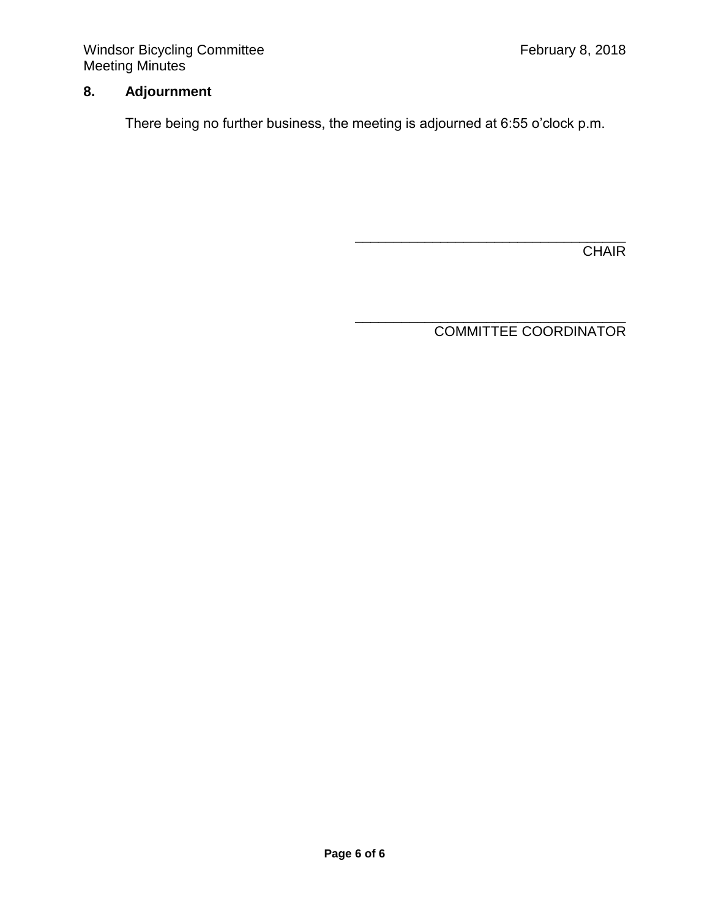## 8. Adjournment

There being no further business, the meeting is adjourned at 6:55 o'clock p.m.

\_\_\_\_\_\_\_\_\_\_\_\_\_\_\_\_\_\_\_\_\_\_\_\_\_\_\_\_\_\_\_\_\_\_\_
CHAIR

\_\_\_\_\_\_\_\_\_\_\_\_\_\_\_\_\_\_\_\_\_\_\_\_\_\_\_\_\_\_\_\_\_\_\_
COMMITTEE COORDINATOR